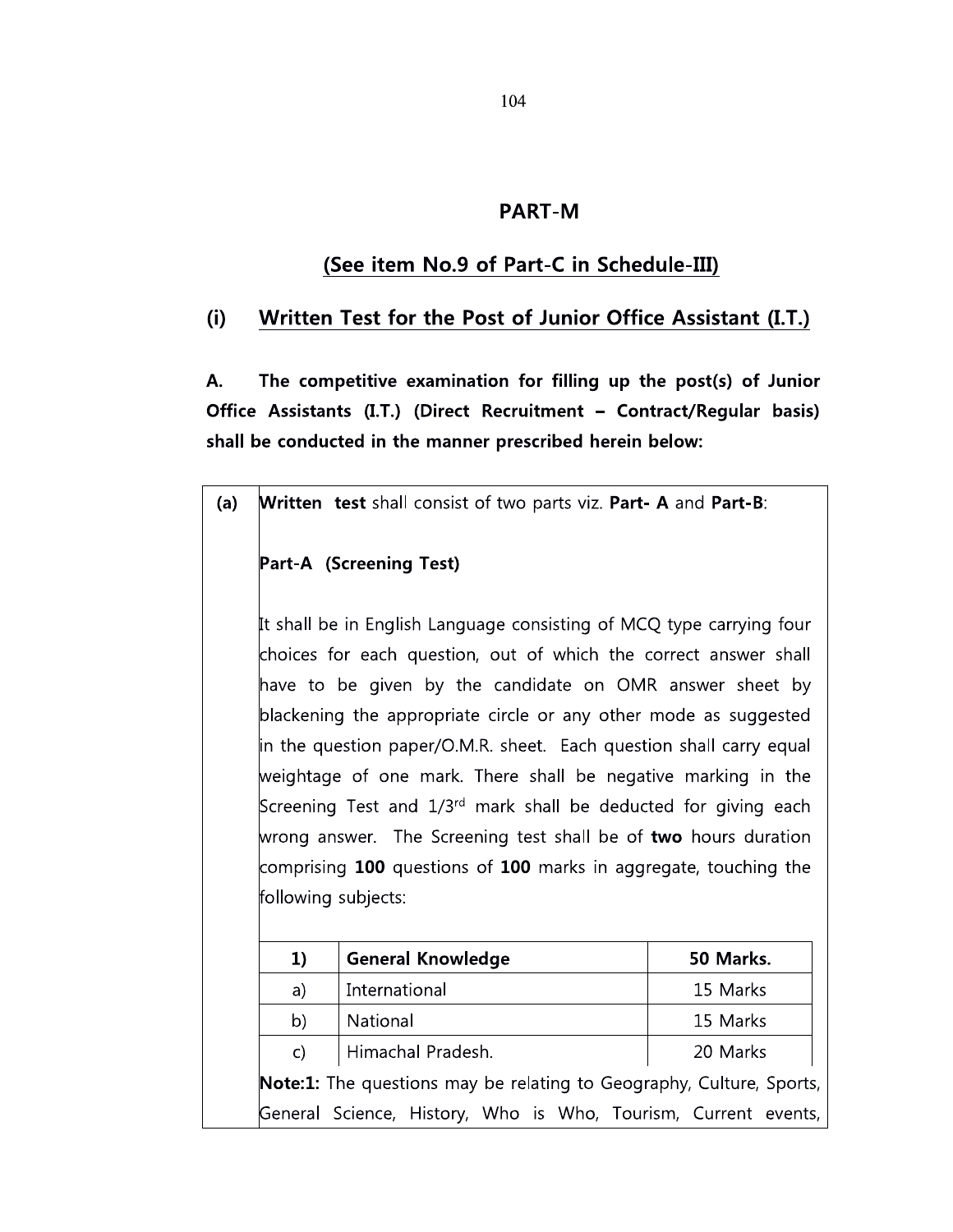## PART-M

## (See item No.9 of Part-C in Schedule-III)

### (i) Written Test for the Post of Junior Office Assistant (I.T.)

**A. The competitive examination for filling up the post(s) of Junior Office Assistants (I.T.) (Direct Recruitment – Contract/Regular basis) shall be conducted in the manner prescribed herein below:**

**(a)** **Written test** shall consist of two parts viz. **Part- A** and **Part-B**:

**Part-A (Screening Test)**

It shall be in English Language consisting of MCQ type carrying four choices for each question, out of which the correct answer shall have to be given by the candidate on OMR answer sheet by blackening the appropriate circle or any other mode as suggested in the question paper/O.M.R. sheet. Each question shall carry equal weightage of one mark. There shall be negative marking in the Screening Test and 1/3rd mark shall be deducted for giving each wrong answer. The Screening test shall be of **two** hours duration comprising **100** questions of **100** marks in aggregate, touching the following subjects:

| **1)** | **General Knowledge** | **50 Marks.** |
|---|---|---|
| a) | International | 15 Marks |
| b) | National | 15 Marks |
| c) | Himachal Pradesh. | 20 Marks |

**Note:1:** The questions may be relating to Geography, Culture, Sports, General Science, History, Who is Who, Tourism, Current events,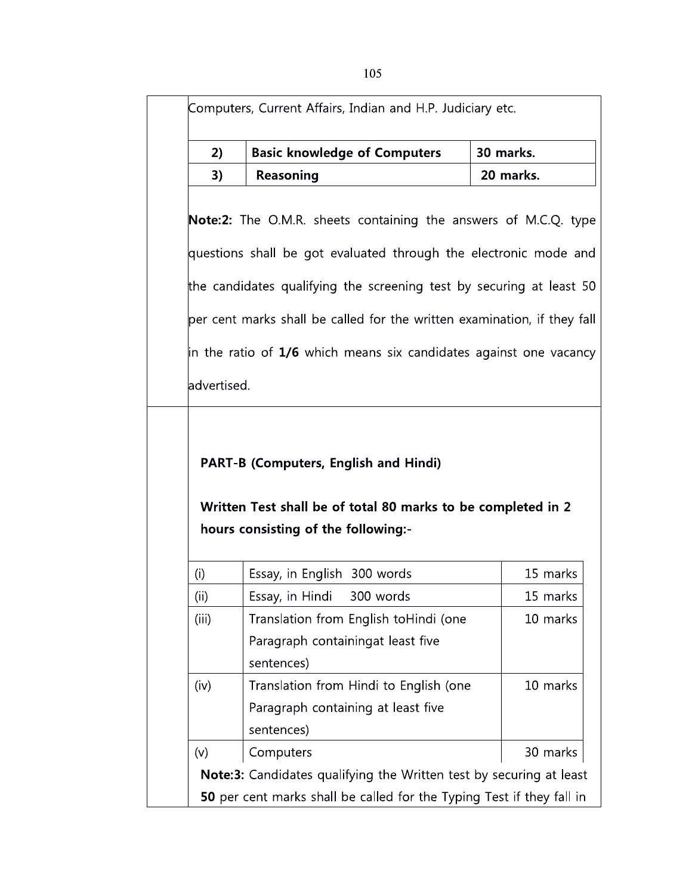Computers, Current Affairs, Indian and H.P. Judiciary etc.

| 2) | **Basic knowledge of Computers** | **30 marks.** |
|---|---|---|
| 3) | **Reasoning** | **20 marks.** |

**Note:2:** The O.M.R. sheets containing the answers of M.C.Q. type questions shall be got evaluated through the electronic mode and the candidates qualifying the screening test by securing at least 50 per cent marks shall be called for the written examination, if they fall in the ratio of **1/6** which means six candidates against one vacancy advertised.

**PART-B (Computers, English and Hindi)**

**Written Test shall be of total 80 marks to be completed in 2 hours consisting of the following:-**

| (i) | Essay, in English 300 words | 15 marks |
|---|---|---|
| (ii) | Essay, in Hindi 300 words | 15 marks |
| (iii) | Translation from English toHindi (one Paragraph containingat least five sentences) | 10 marks |
| (iv) | Translation from Hindi to English (one Paragraph containing at least five sentences) | 10 marks |
| (v) | Computers | 30 marks |

**Note:3:** Candidates qualifying the Written test by securing at least **50** per cent marks shall be called for the Typing Test if they fall in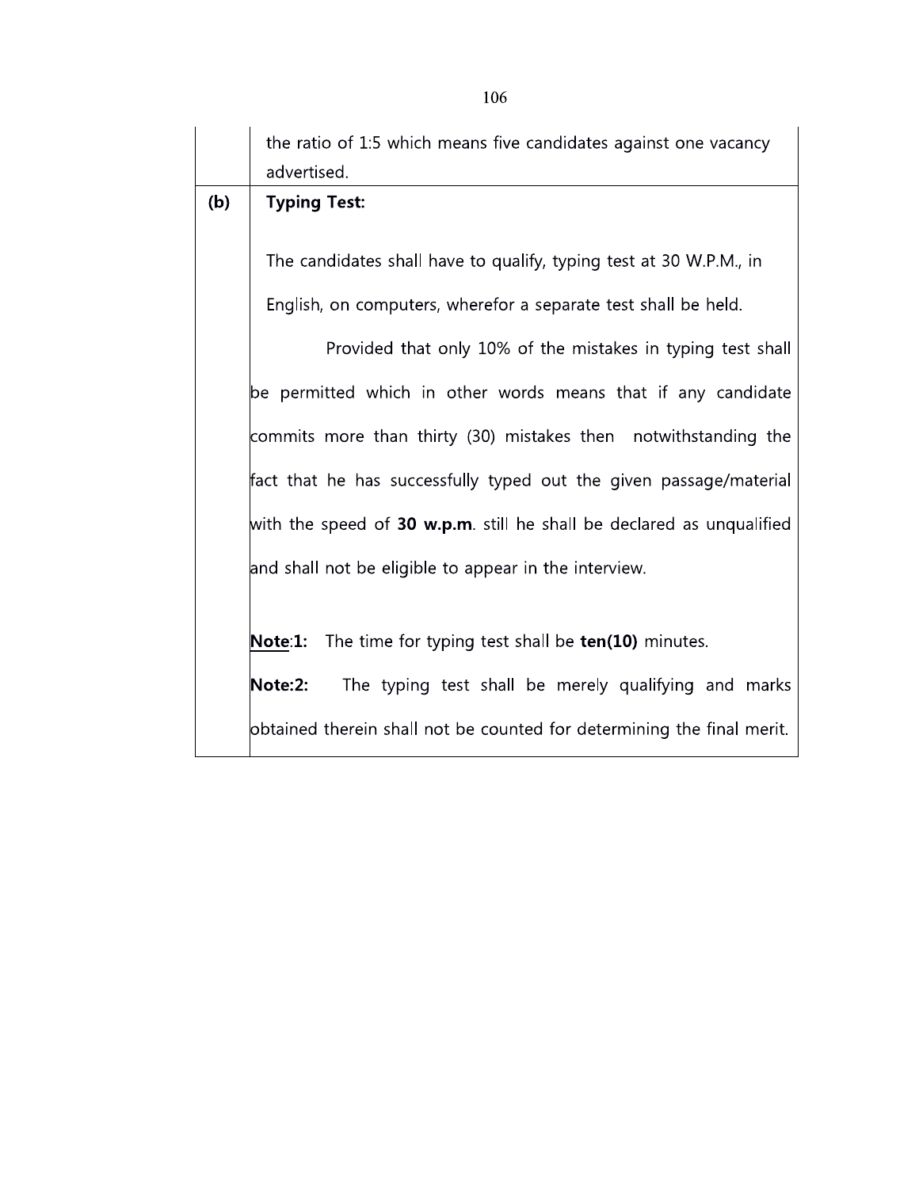| | |
|---|---|
| | the ratio of 1:5 which means five candidates against one vacancy advertised. |
| **(b)** | **Typing Test:**<br><br>The candidates shall have to qualify, typing test at 30 W.P.M., in English, on computers, wherefor a separate test shall be held.<br><br>Provided that only 10% of the mistakes in typing test shall be permitted which in other words means that if any candidate commits more than thirty (30) mistakes then notwithstanding the fact that he has successfully typed out the given passage/material with the speed of **30 w.p.m**. still he shall be declared as unqualified and shall not be eligible to appear in the interview.<br><br>**<u>Note</u>:1:** The time for typing test shall be **ten(10)** minutes.<br><br>**Note:2:** The typing test shall be merely qualifying and marks obtained therein shall not be counted for determining the final merit. |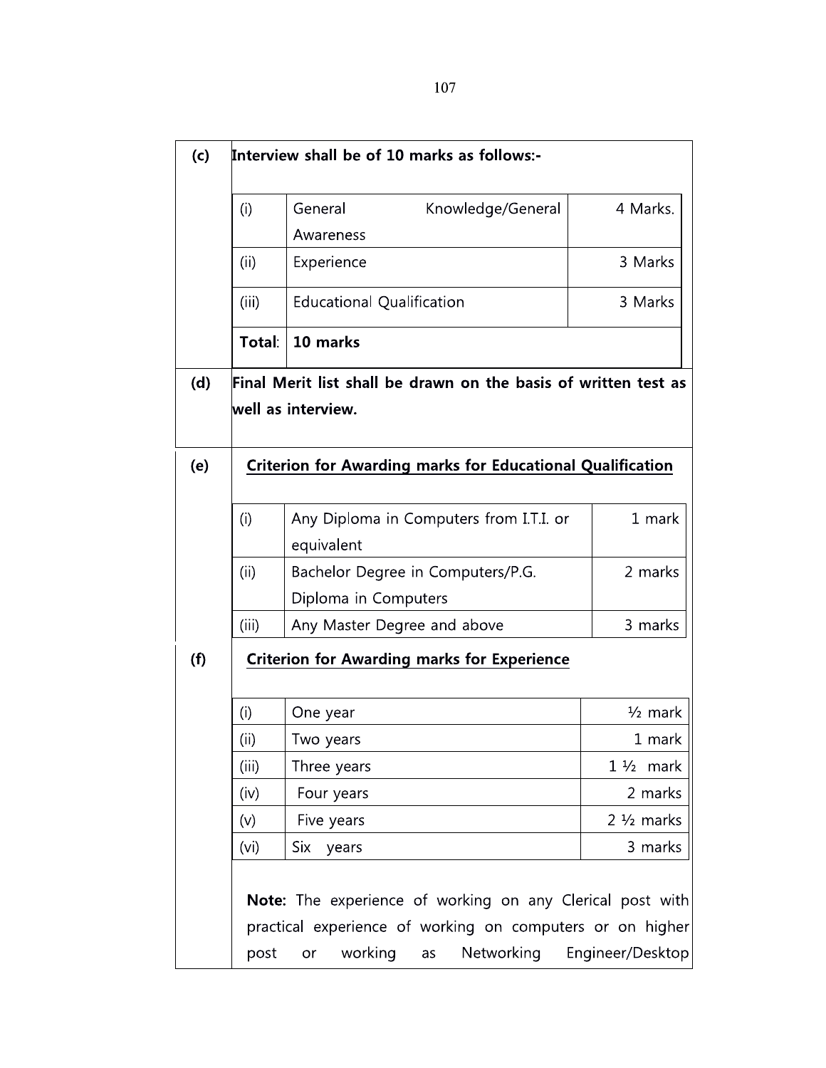**(c) Interview shall be of 10 marks as follows:-**

| | | |
|---|---|---|
| (i) | General Knowledge/General Awareness | 4 Marks. |
| (ii) | Experience | 3 Marks |
| (iii) | Educational Qualification | 3 Marks |
| **Total**: | **10 marks** | |

**(d) Final Merit list shall be drawn on the basis of written test as well as interview.**

**(e) <u>Criterion for Awarding marks for Educational Qualification</u>**

| | | |
|---|---|---|
| (i) | Any Diploma in Computers from I.T.I. or equivalent | 1 mark |
| (ii) | Bachelor Degree in Computers/P.G. Diploma in Computers | 2 marks |
| (iii) | Any Master Degree and above | 3 marks |

**(f) <u>Criterion for Awarding marks for Experience</u>**

| | | |
|---|---|---|
| (i) | One year | ½ mark |
| (ii) | Two years | 1 mark |
| (iii) | Three years | 1 ½ mark |
| (iv) | Four years | 2 marks |
| (v) | Five years | 2 ½ marks |
| (vi) | Six years | 3 marks |

**Note:** The experience of working on any Clerical post with practical experience of working on computers or on higher post or working as Networking Engineer/Desktop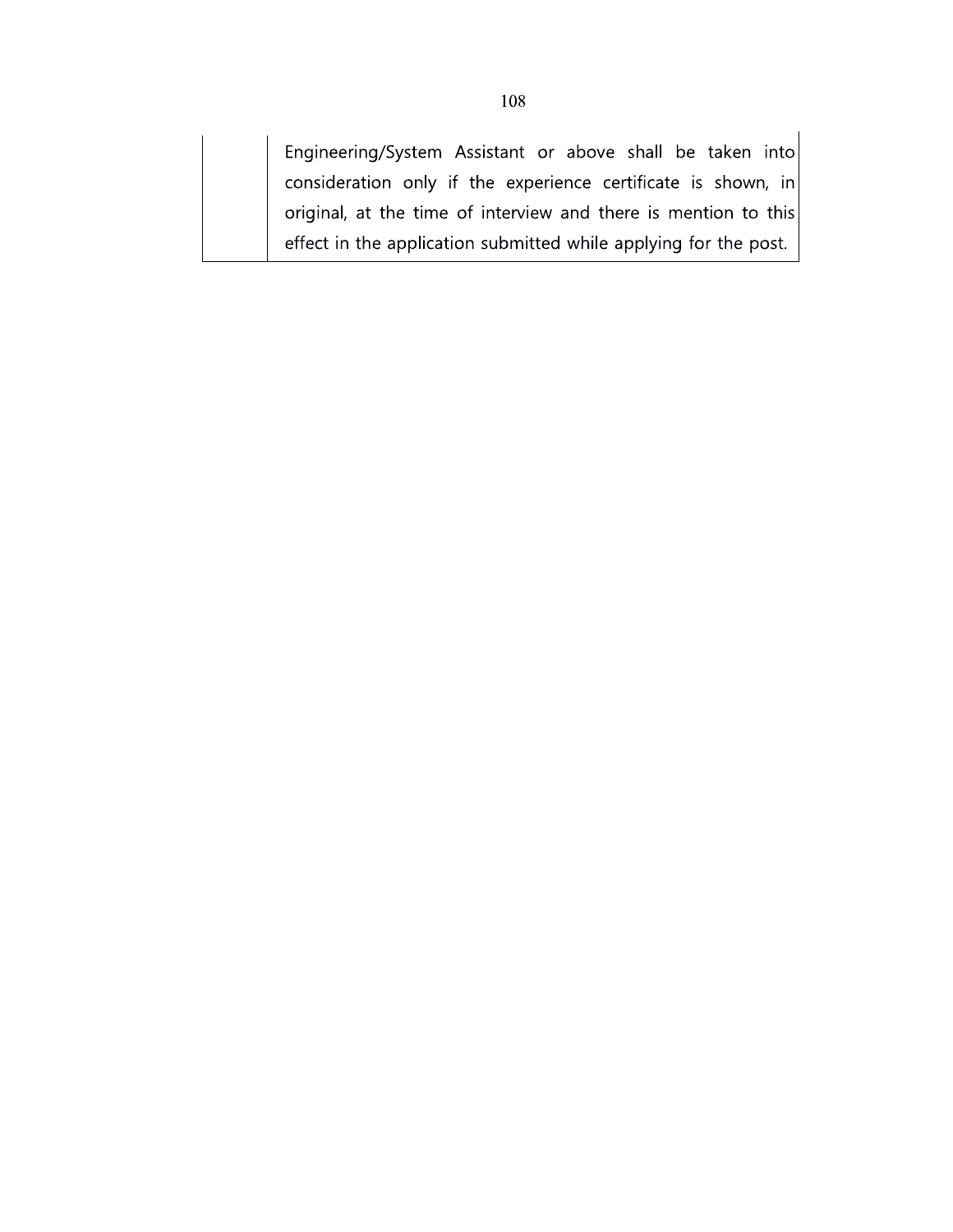| | |
|---|---|
| | Engineering/System Assistant or above shall be taken into consideration only if the experience certificate is shown, in original, at the time of interview and there is mention to this effect in the application submitted while applying for the post. |